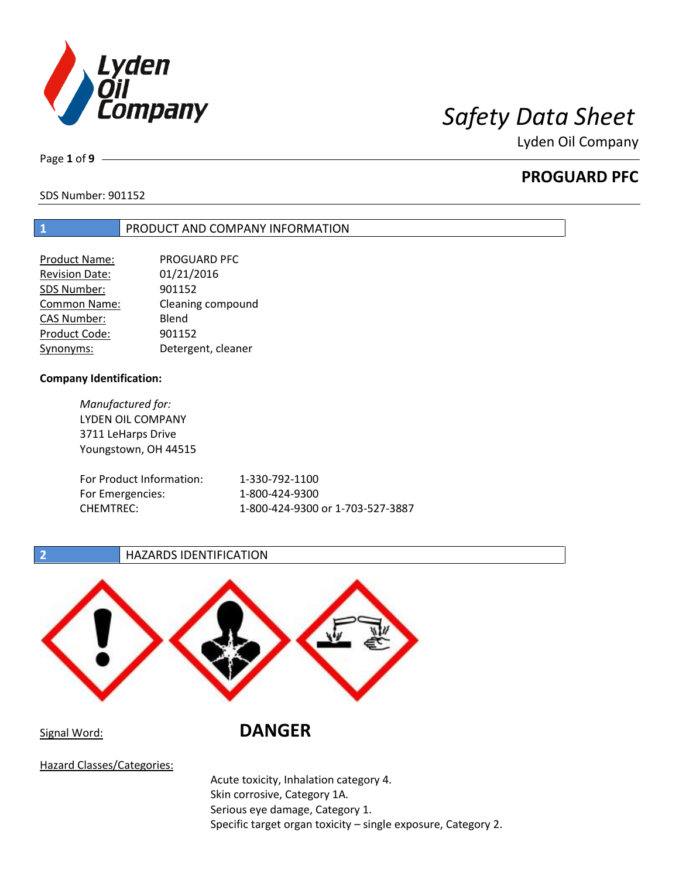# Safety Data Sheet

Lyden Oil Company

## PROGUARD PFC

SDS Number: 901152

## 1 PRODUCT AND COMPANY INFORMATION

| | |
|---|---|
| Product Name: | PROGUARD PFC |
| Revision Date: | 01/21/2016 |
| SDS Number: | 901152 |
| Common Name: | Cleaning compound |
| CAS Number: | Blend |
| Product Code: | 901152 |
| Synonyms: | Detergent, cleaner |

**Company Identification:**

*Manufactured for:*
LYDEN OIL COMPANY
3711 LeHarps Drive
Youngstown, OH 44515

| | |
|---|---|
| For Product Information: | 1-330-792-1100 |
| For Emergencies: | 1-800-424-9300 |
| CHEMTREC: | 1-800-424-9300 or 1-703-527-3887 |

## 2 HAZARDS IDENTIFICATION

Signal Word: **DANGER**

Hazard Classes/Categories:

Acute toxicity, Inhalation category 4.
Skin corrosive, Category 1A.
Serious eye damage, Category 1.
Specific target organ toxicity – single exposure, Category 2.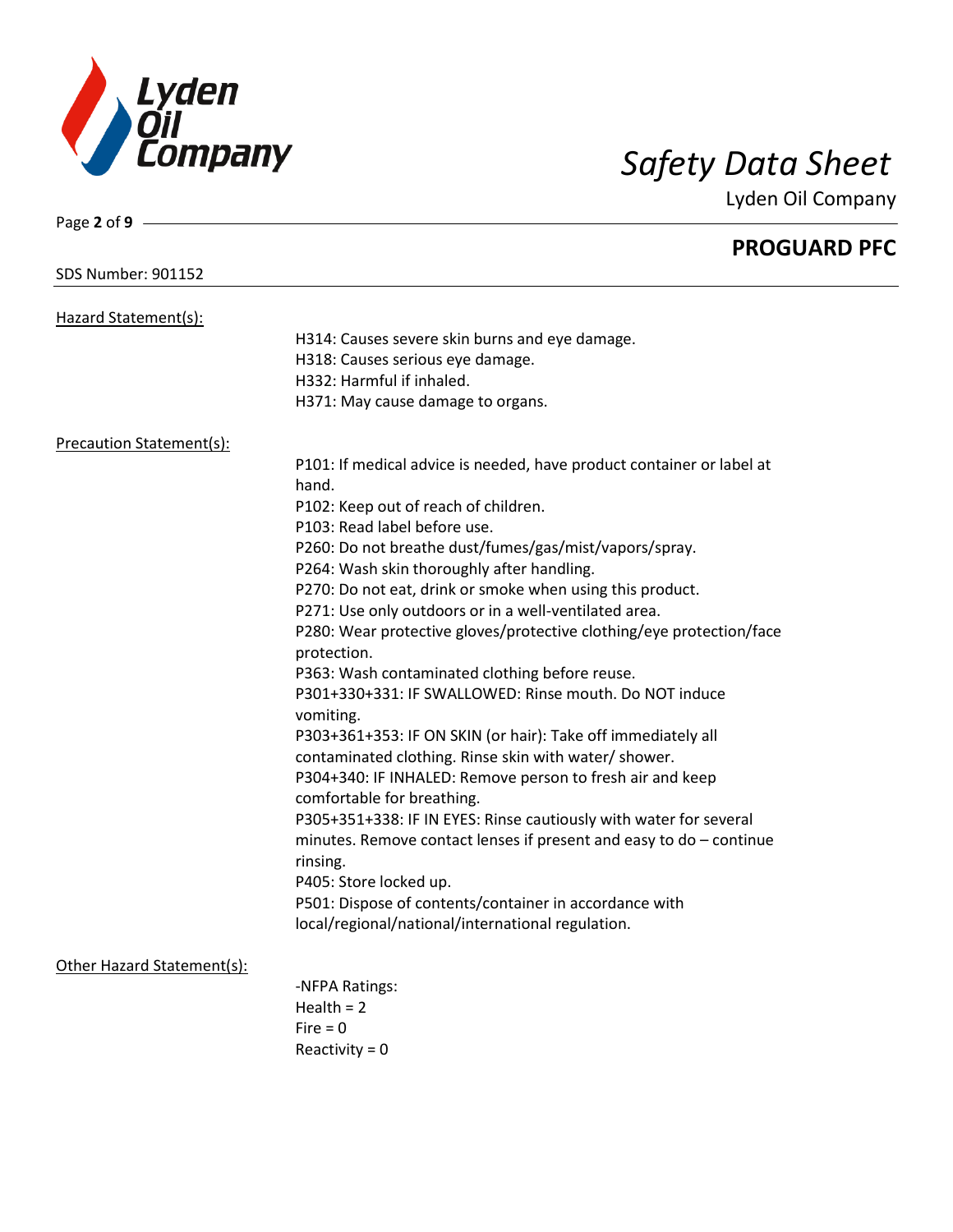## PROGUARD PFC

SDS Number: 901152

Hazard Statement(s):

H314: Causes severe skin burns and eye damage.
H318: Causes serious eye damage.
H332: Harmful if inhaled.
H371: May cause damage to organs.

Precaution Statement(s):

P101: If medical advice is needed, have product container or label at hand.
P102: Keep out of reach of children.
P103: Read label before use.
P260: Do not breathe dust/fumes/gas/mist/vapors/spray.
P264: Wash skin thoroughly after handling.
P270: Do not eat, drink or smoke when using this product.
P271: Use only outdoors or in a well-ventilated area.
P280: Wear protective gloves/protective clothing/eye protection/face protection.
P363: Wash contaminated clothing before reuse.
P301+330+331: IF SWALLOWED: Rinse mouth. Do NOT induce vomiting.
P303+361+353: IF ON SKIN (or hair): Take off immediately all contaminated clothing. Rinse skin with water/ shower.
P304+340: IF INHALED: Remove person to fresh air and keep comfortable for breathing.
P305+351+338: IF IN EYES: Rinse cautiously with water for several minutes. Remove contact lenses if present and easy to do – continue rinsing.
P405: Store locked up.
P501: Dispose of contents/container in accordance with local/regional/national/international regulation.

Other Hazard Statement(s):

-NFPA Ratings:
Health = 2
Fire = 0
Reactivity = 0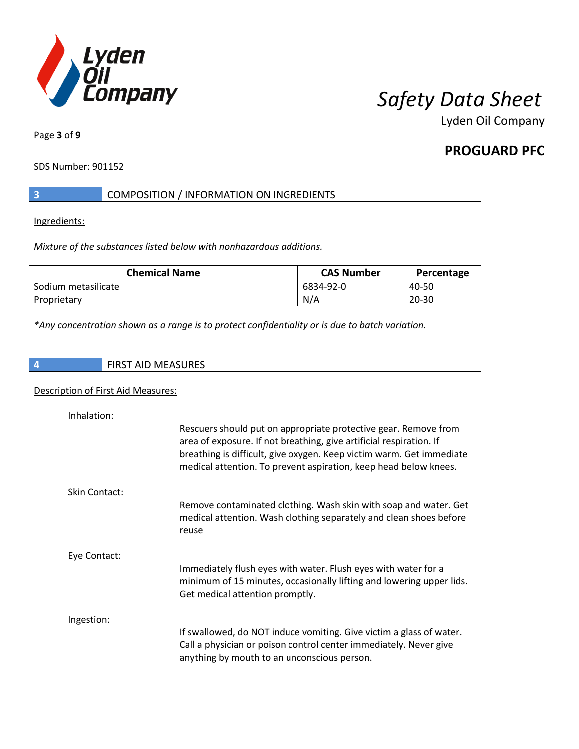## PROGUARD PFC

SDS Number: 901152

## 3 COMPOSITION / INFORMATION ON INGREDIENTS

Ingredients:

*Mixture of the substances listed below with nonhazardous additions.*

| Chemical Name | CAS Number | Percentage |
|---|---|---|
| Sodium metasilicate | 6834-92-0 | 40-50 |
| Proprietary | N/A | 20-30 |

*\*Any concentration shown as a range is to protect confidentiality or is due to batch variation.*

## 4 FIRST AID MEASURES

Description of First Aid Measures:

Inhalation:

Rescuers should put on appropriate protective gear. Remove from area of exposure. If not breathing, give artificial respiration. If breathing is difficult, give oxygen. Keep victim warm. Get immediate medical attention. To prevent aspiration, keep head below knees.

Skin Contact:

Remove contaminated clothing. Wash skin with soap and water. Get medical attention. Wash clothing separately and clean shoes before reuse

Eye Contact:

Immediately flush eyes with water. Flush eyes with water for a minimum of 15 minutes, occasionally lifting and lowering upper lids. Get medical attention promptly.

Ingestion:

If swallowed, do NOT induce vomiting. Give victim a glass of water. Call a physician or poison control center immediately. Never give anything by mouth to an unconscious person.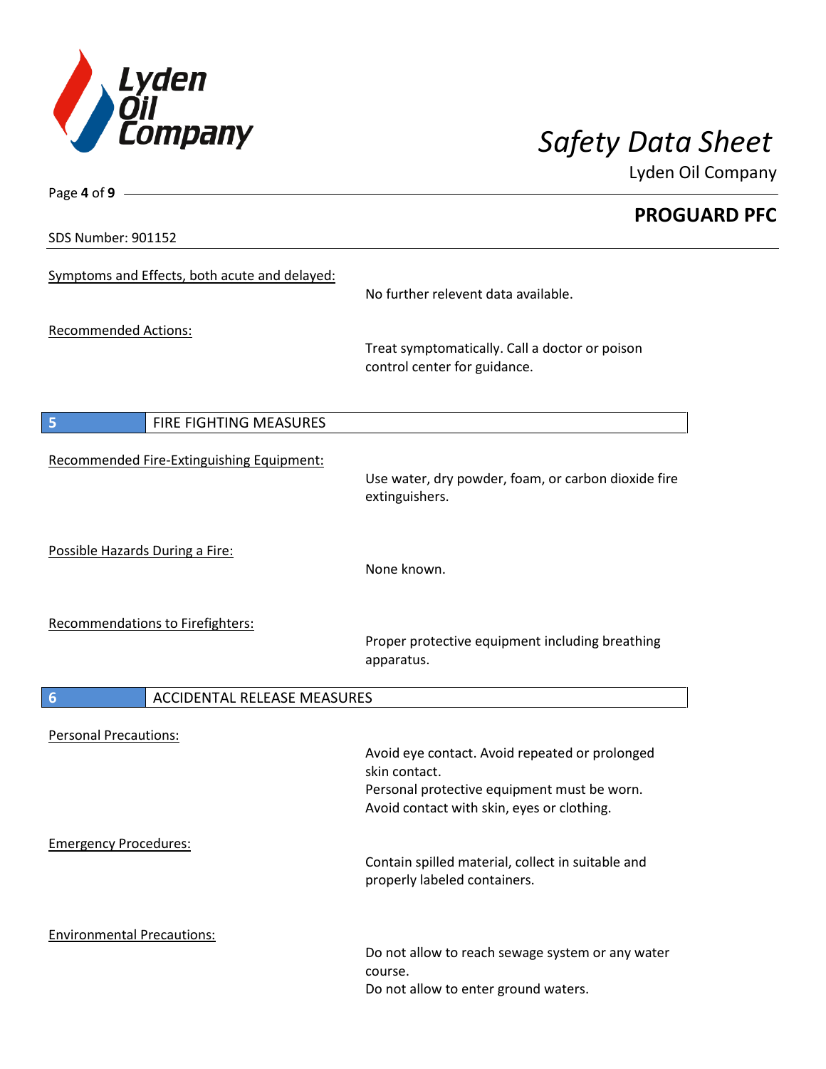SDS Number: 901152

Symptoms and Effects, both acute and delayed:

No further relevent data available.

Recommended Actions:

Treat symptomatically. Call a doctor or poison control center for guidance.

## 5 FIRE FIGHTING MEASURES

Recommended Fire-Extinguishing Equipment:

Use water, dry powder, foam, or carbon dioxide fire extinguishers.

Possible Hazards During a Fire:

None known.

Recommendations to Firefighters:

Proper protective equipment including breathing apparatus.

## 6 ACCIDENTAL RELEASE MEASURES

Personal Precautions:

Avoid eye contact. Avoid repeated or prolonged skin contact.
Personal protective equipment must be worn.
Avoid contact with skin, eyes or clothing.

Emergency Procedures:

Contain spilled material, collect in suitable and properly labeled containers.

Environmental Precautions:

Do not allow to reach sewage system or any water course.
Do not allow to enter ground waters.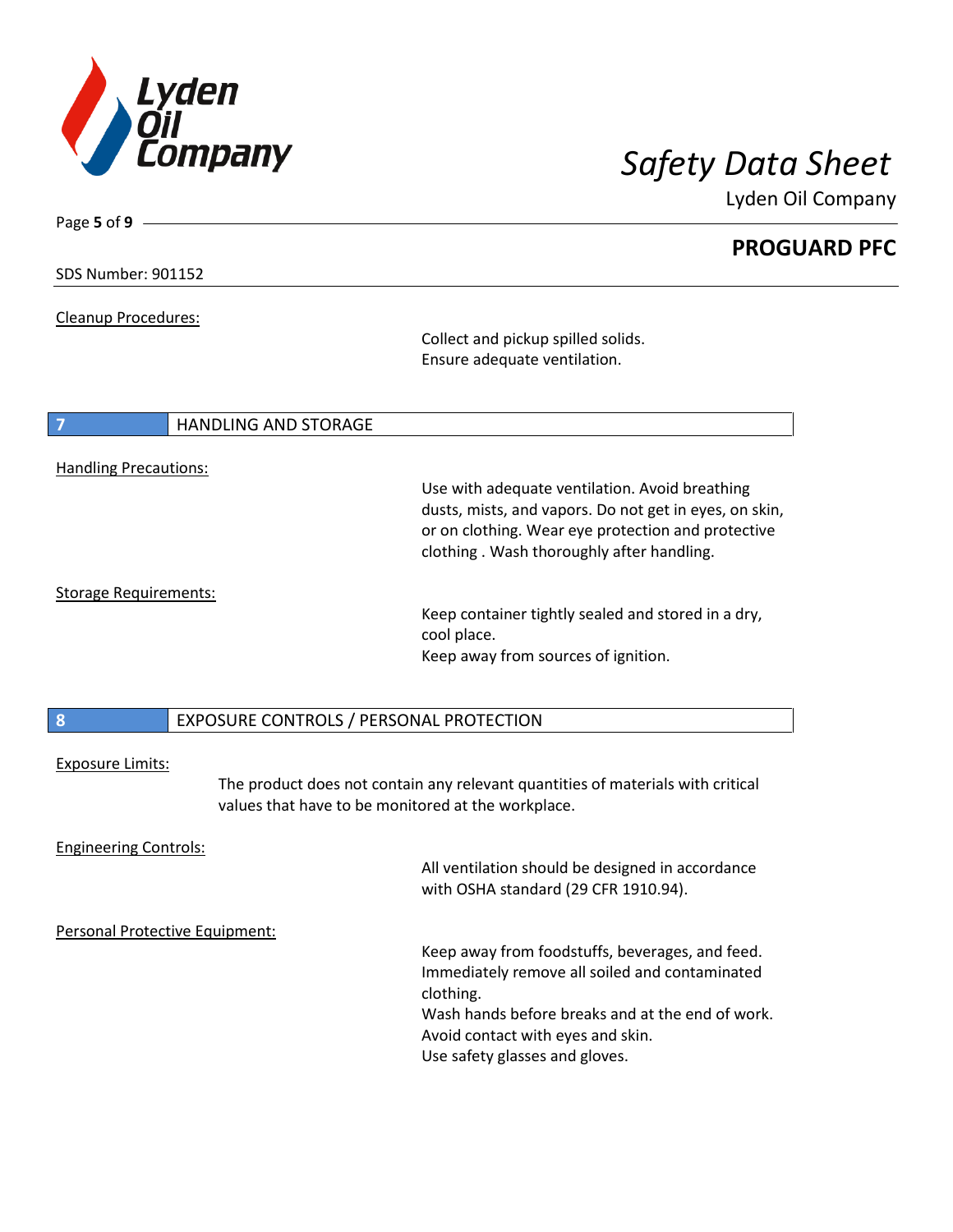Cleanup Procedures:

Collect and pickup spilled solids.
Ensure adequate ventilation.

## 7 HANDLING AND STORAGE

Handling Precautions:

Use with adequate ventilation. Avoid breathing dusts, mists, and vapors. Do not get in eyes, on skin, or on clothing. Wear eye protection and protective clothing . Wash thoroughly after handling.

Storage Requirements:

Keep container tightly sealed and stored in a dry, cool place.
Keep away from sources of ignition.

## 8 EXPOSURE CONTROLS / PERSONAL PROTECTION

Exposure Limits:

The product does not contain any relevant quantities of materials with critical values that have to be monitored at the workplace.

Engineering Controls:

All ventilation should be designed in accordance with OSHA standard (29 CFR 1910.94).

Personal Protective Equipment:

Keep away from foodstuffs, beverages, and feed.
Immediately remove all soiled and contaminated clothing.
Wash hands before breaks and at the end of work.
Avoid contact with eyes and skin.
Use safety glasses and gloves.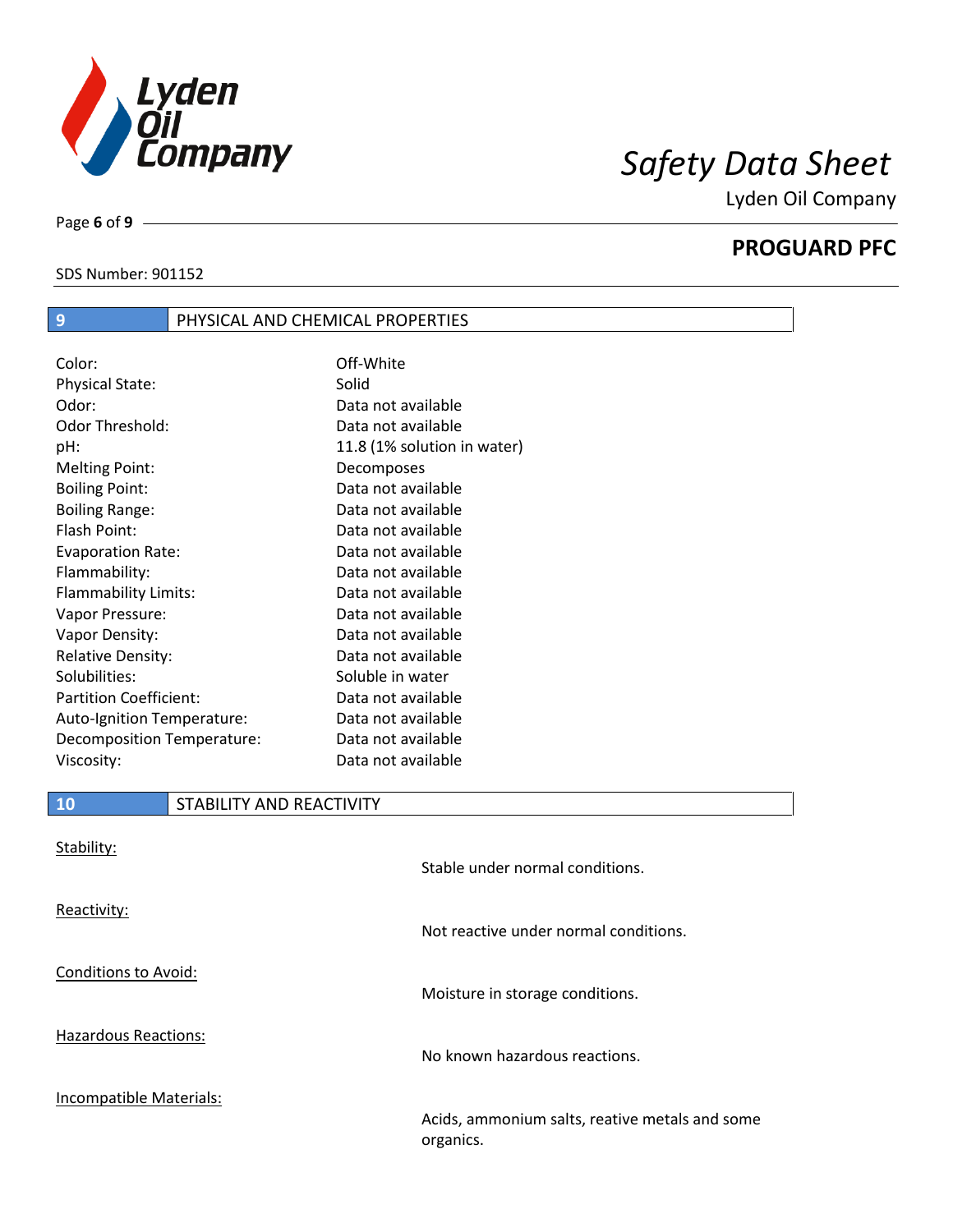## 9 PHYSICAL AND CHEMICAL PROPERTIES

| | |
|---|---|
| Color: | Off-White |
| Physical State: | Solid |
| Odor: | Data not available |
| Odor Threshold: | Data not available |
| pH: | 11.8 (1% solution in water) |
| Melting Point: | Decomposes |
| Boiling Point: | Data not available |
| Boiling Range: | Data not available |
| Flash Point: | Data not available |
| Evaporation Rate: | Data not available |
| Flammability: | Data not available |
| Flammability Limits: | Data not available |
| Vapor Pressure: | Data not available |
| Vapor Density: | Data not available |
| Relative Density: | Data not available |
| Solubilities: | Soluble in water |
| Partition Coefficient: | Data not available |
| Auto-Ignition Temperature: | Data not available |
| Decomposition Temperature: | Data not available |
| Viscosity: | Data not available |

## 10 STABILITY AND REACTIVITY

Stability:

Stable under normal conditions.

Reactivity:

Not reactive under normal conditions.

Conditions to Avoid:

Moisture in storage conditions.

Hazardous Reactions:

No known hazardous reactions.

Incompatible Materials:

Acids, ammonium salts, reative metals and some organics.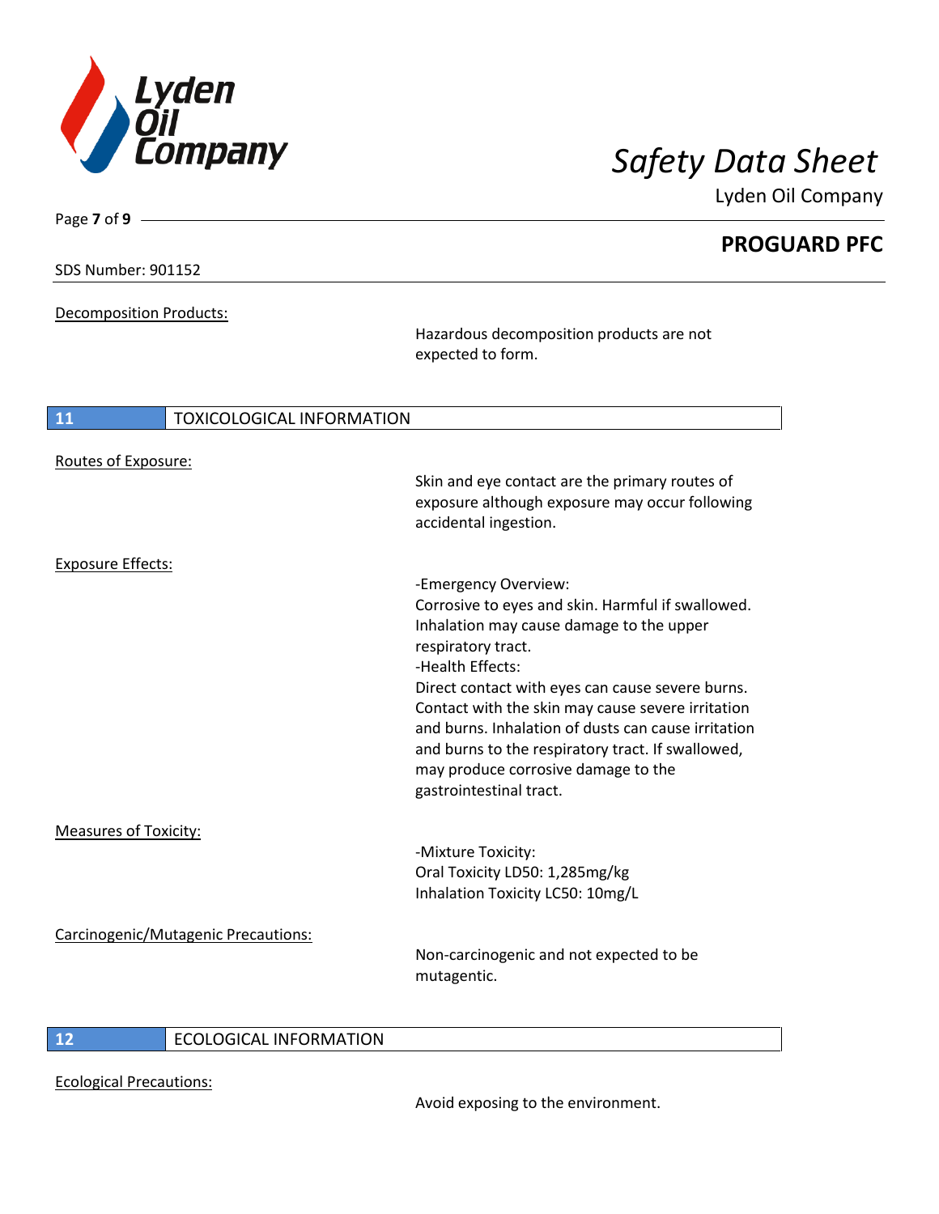Decomposition Products:

Hazardous decomposition products are not expected to form.

## 11 TOXICOLOGICAL INFORMATION

Routes of Exposure:

Skin and eye contact are the primary routes of exposure although exposure may occur following accidental ingestion.

Exposure Effects:

-Emergency Overview:
Corrosive to eyes and skin. Harmful if swallowed. Inhalation may cause damage to the upper respiratory tract.
-Health Effects:
Direct contact with eyes can cause severe burns. Contact with the skin may cause severe irritation and burns. Inhalation of dusts can cause irritation and burns to the respiratory tract. If swallowed, may produce corrosive damage to the gastrointestinal tract.

Measures of Toxicity:

-Mixture Toxicity:
Oral Toxicity LD50: 1,285mg/kg
Inhalation Toxicity LC50: 10mg/L

Carcinogenic/Mutagenic Precautions:

Non-carcinogenic and not expected to be mutagentic.

## 12 ECOLOGICAL INFORMATION

Ecological Precautions:

Avoid exposing to the environment.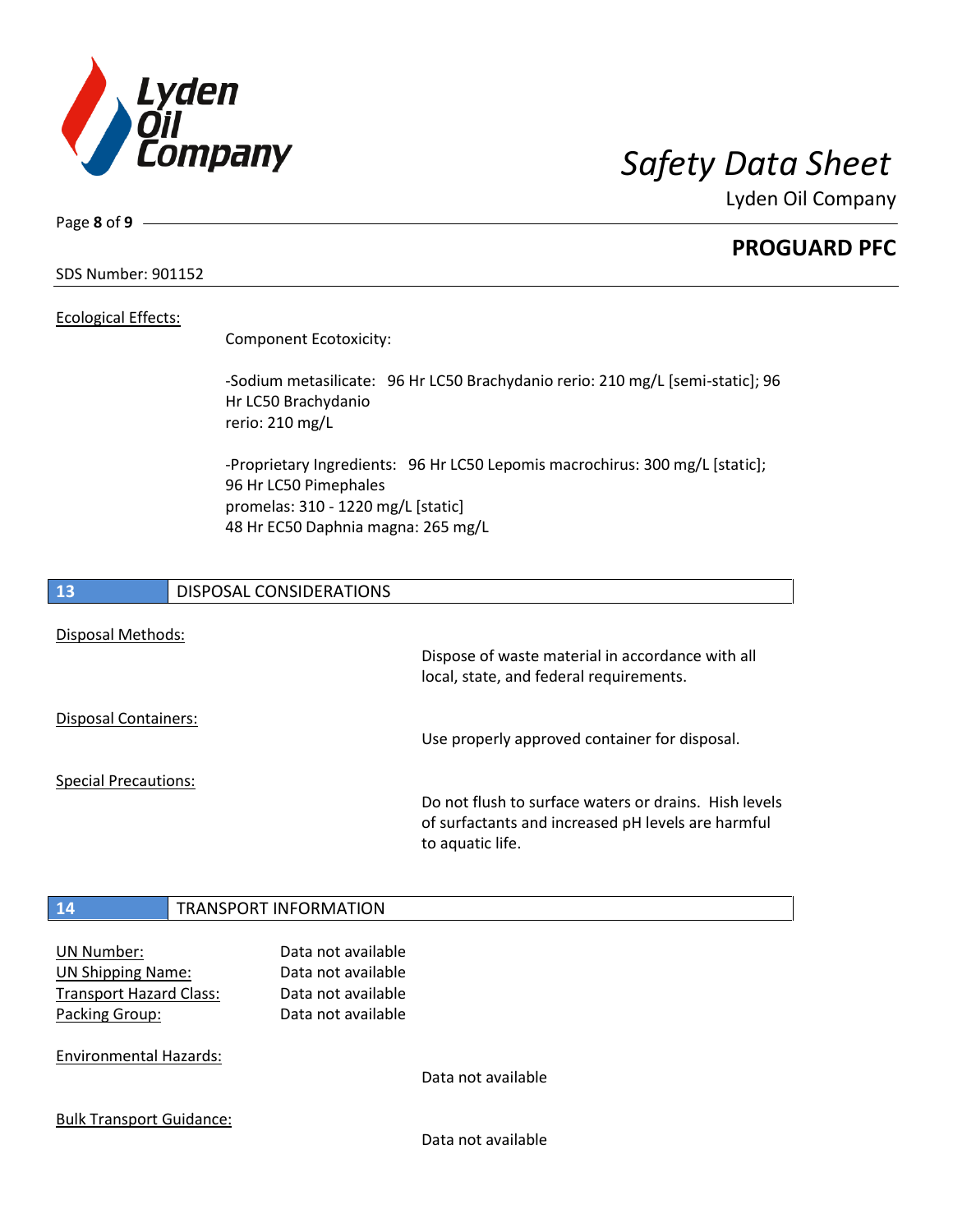## PROGUARD PFC

SDS Number: 901152

Ecological Effects:

Component Ecotoxicity:

-Sodium metasilicate: 96 Hr LC50 Brachydanio rerio: 210 mg/L [semi-static]; 96 Hr LC50 Brachydanio rerio: 210 mg/L

-Proprietary Ingredients: 96 Hr LC50 Lepomis macrochirus: 300 mg/L [static]; 96 Hr LC50 Pimephales promelas: 310 - 1220 mg/L [static]
48 Hr EC50 Daphnia magna: 265 mg/L

## 13 DISPOSAL CONSIDERATIONS

Disposal Methods:

Dispose of waste material in accordance with all local, state, and federal requirements.

Disposal Containers:

Use properly approved container for disposal.

Special Precautions:

Do not flush to surface waters or drains. Hish levels of surfactants and increased pH levels are harmful to aquatic life.

## 14 TRANSPORT INFORMATION

| | |
|---|---|
| UN Number: | Data not available |
| UN Shipping Name: | Data not available |
| Transport Hazard Class: | Data not available |
| Packing Group: | Data not available |

Environmental Hazards:

Data not available

Bulk Transport Guidance:

Data not available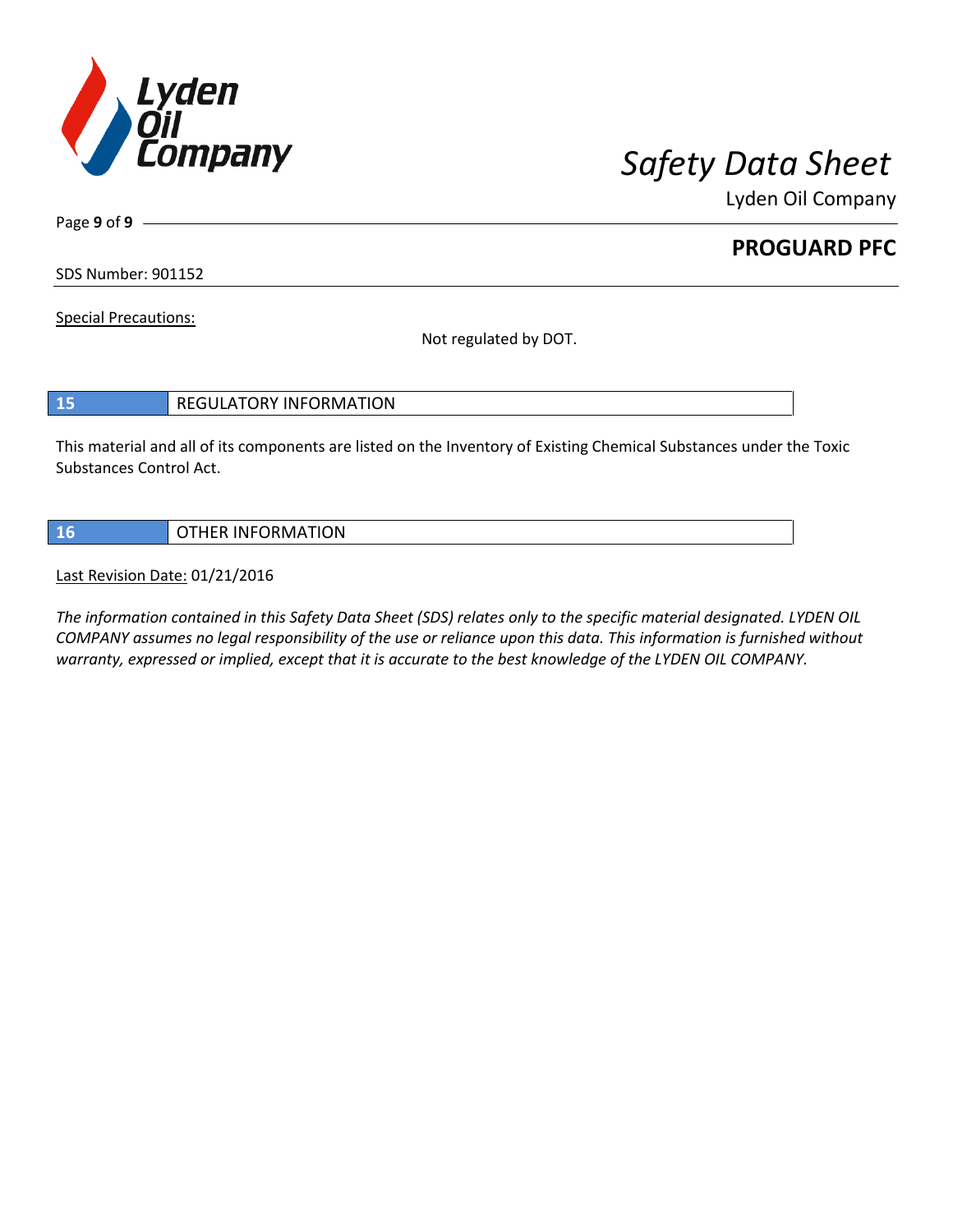SDS Number: 901152

Special Precautions:

Not regulated by DOT.

## 15 REGULATORY INFORMATION

This material and all of its components are listed on the Inventory of Existing Chemical Substances under the Toxic Substances Control Act.

## 16 OTHER INFORMATION

Last Revision Date: 01/21/2016

*The information contained in this Safety Data Sheet (SDS) relates only to the specific material designated. LYDEN OIL COMPANY assumes no legal responsibility of the use or reliance upon this data. This information is furnished without warranty, expressed or implied, except that it is accurate to the best knowledge of the LYDEN OIL COMPANY.*